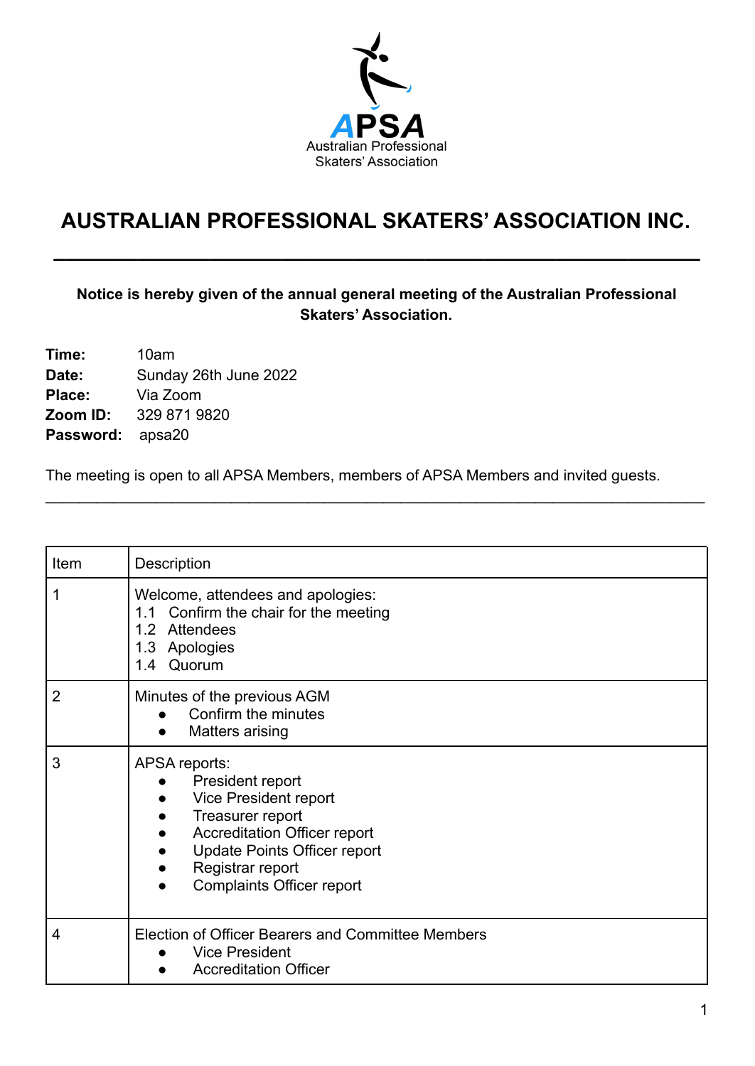APSA
Australian Professional Skaters' Association

# AUSTRALIAN PROFESSIONAL SKATERS' ASSOCIATION INC.

---

**Notice is hereby given of the annual general meeting of the Australian Professional Skaters' Association.**

**Time:** 10am
**Date:** Sunday 26th June 2022
**Place:** Via Zoom
**Zoom ID:** 329 871 9820
**Password:** apsa20

The meeting is open to all APSA Members, members of APSA Members and invited guests.

---

| Item | Description |
|---|---|
| 1 | Welcome, attendees and apologies:<br>1.1 Confirm the chair for the meeting<br>1.2 Attendees<br>1.3 Apologies<br>1.4 Quorum |
| 2 | Minutes of the previous AGM<br>● Confirm the minutes<br>● Matters arising |
| 3 | APSA reports:<br>● President report<br>● Vice President report<br>● Treasurer report<br>● Accreditation Officer report<br>● Update Points Officer report<br>● Registrar report<br>● Complaints Officer report |
| 4 | Election of Officer Bearers and Committee Members<br>● Vice President<br>● Accreditation Officer |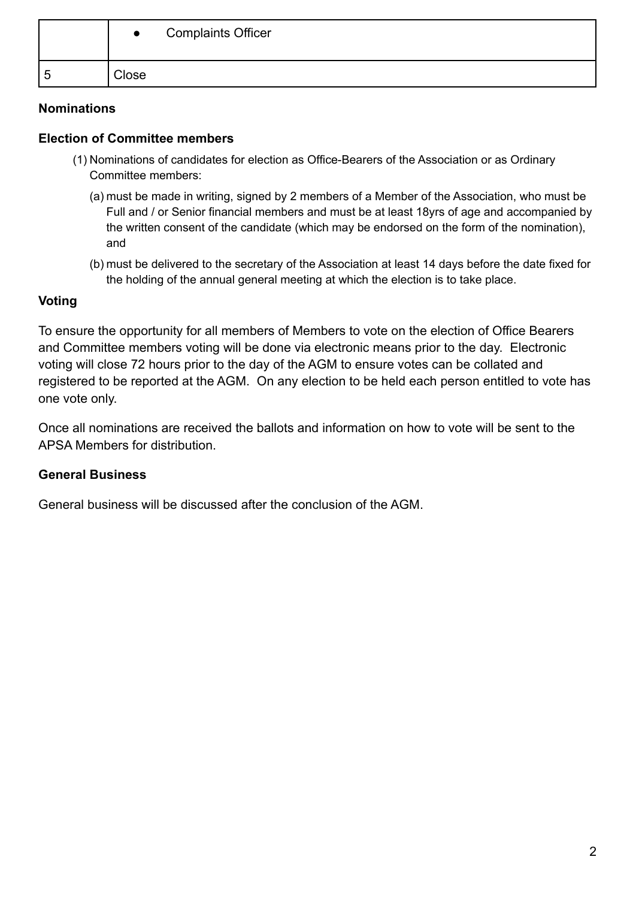| | |
|---|---|
| | • Complaints Officer |
| 5 | Close |

**Nominations**

**Election of Committee members**

(1) Nominations of candidates for election as Office-Bearers of the Association or as Ordinary Committee members:

(a) must be made in writing, signed by 2 members of a Member of the Association, who must be Full and / or Senior financial members and must be at least 18yrs of age and accompanied by the written consent of the candidate (which may be endorsed on the form of the nomination), and

(b) must be delivered to the secretary of the Association at least 14 days before the date fixed for the holding of the annual general meeting at which the election is to take place.

**Voting**

To ensure the opportunity for all members of Members to vote on the election of Office Bearers and Committee members voting will be done via electronic means prior to the day. Electronic voting will close 72 hours prior to the day of the AGM to ensure votes can be collated and registered to be reported at the AGM. On any election to be held each person entitled to vote has one vote only.

Once all nominations are received the ballots and information on how to vote will be sent to the APSA Members for distribution.

**General Business**

General business will be discussed after the conclusion of the AGM.